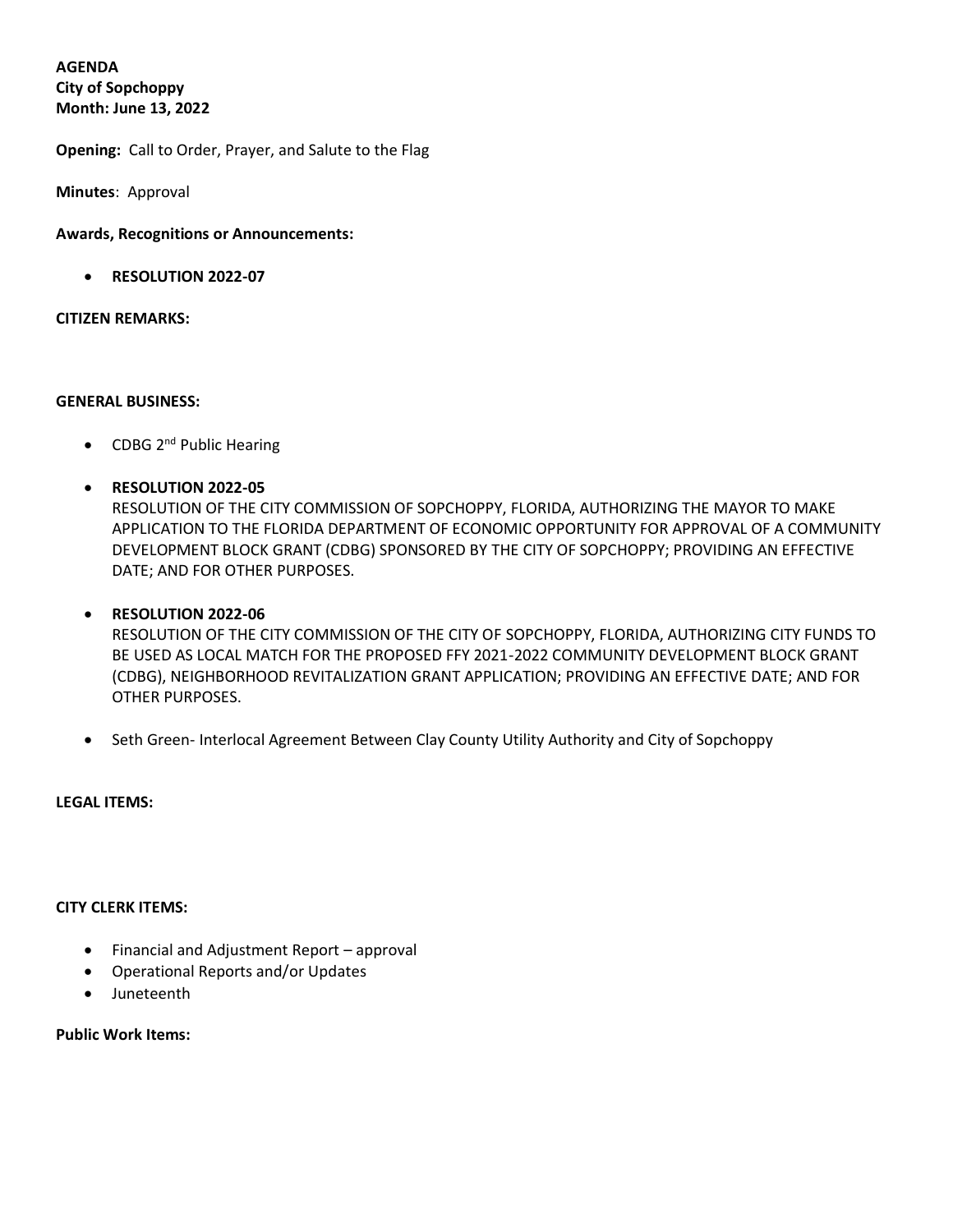**AGENDA**
**City of Sopchoppy**
**Month: June 13, 2022**

**Opening:** Call to Order, Prayer, and Salute to the Flag

**Minutes**: Approval

**Awards, Recognitions or Announcements:**

- **RESOLUTION 2022-07**

**CITIZEN REMARKS:**

**GENERAL BUSINESS:**

- CDBG 2nd Public Hearing

- **RESOLUTION 2022-05**
  RESOLUTION OF THE CITY COMMISSION OF SOPCHOPPY, FLORIDA, AUTHORIZING THE MAYOR TO MAKE APPLICATION TO THE FLORIDA DEPARTMENT OF ECONOMIC OPPORTUNITY FOR APPROVAL OF A COMMUNITY DEVELOPMENT BLOCK GRANT (CDBG) SPONSORED BY THE CITY OF SOPCHOPPY; PROVIDING AN EFFECTIVE DATE; AND FOR OTHER PURPOSES.

- **RESOLUTION 2022-06**
  RESOLUTION OF THE CITY COMMISSION OF THE CITY OF SOPCHOPPY, FLORIDA, AUTHORIZING CITY FUNDS TO BE USED AS LOCAL MATCH FOR THE PROPOSED FFY 2021-2022 COMMUNITY DEVELOPMENT BLOCK GRANT (CDBG), NEIGHBORHOOD REVITALIZATION GRANT APPLICATION; PROVIDING AN EFFECTIVE DATE; AND FOR OTHER PURPOSES.

- Seth Green- Interlocal Agreement Between Clay County Utility Authority and City of Sopchoppy

**LEGAL ITEMS:**

**CITY CLERK ITEMS:**

- Financial and Adjustment Report – approval
- Operational Reports and/or Updates
- Juneteenth

**Public Work Items:**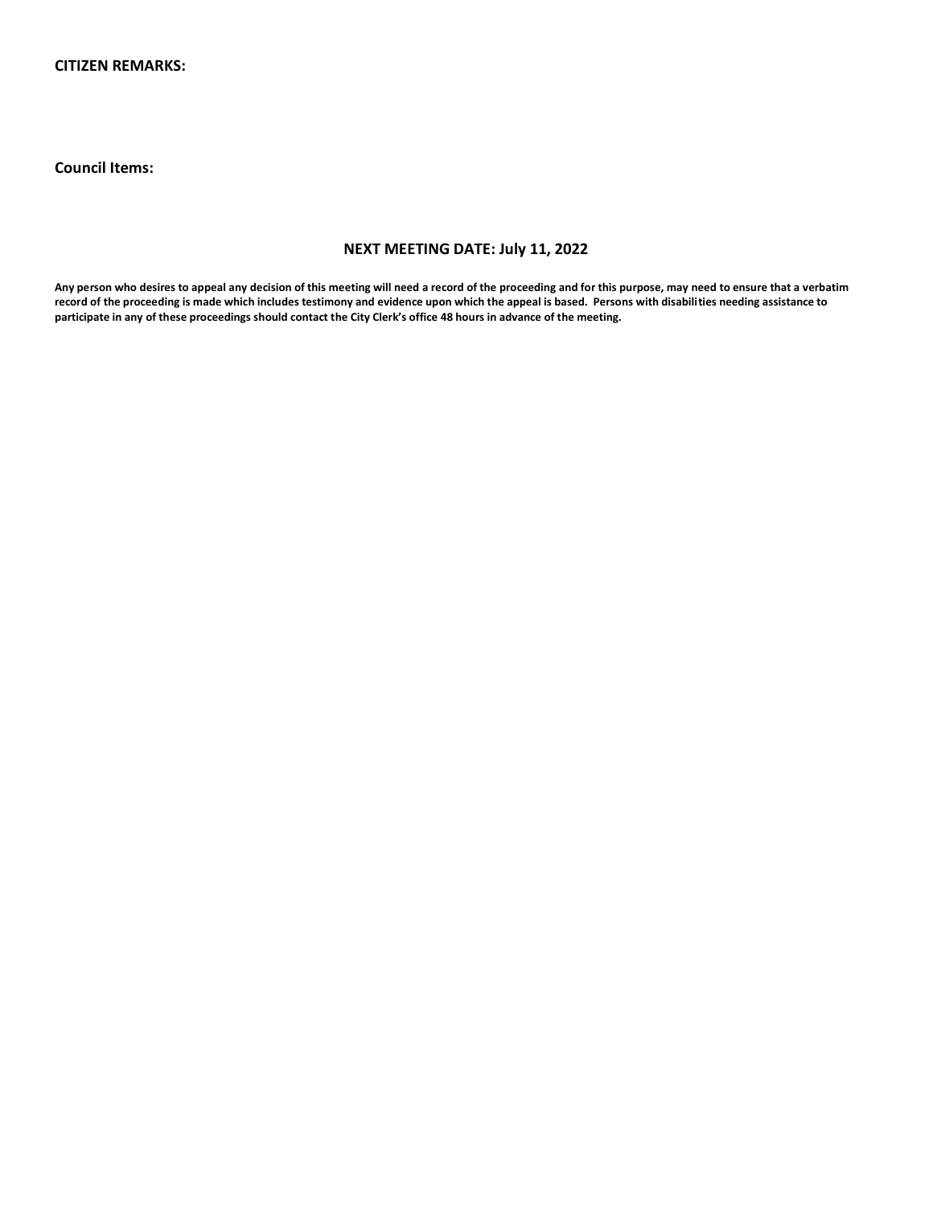**CITIZEN REMARKS:**

**Council Items:**

## NEXT MEETING DATE: July 11, 2022

**Any person who desires to appeal any decision of this meeting will need a record of the proceeding and for this purpose, may need to ensure that a verbatim record of the proceeding is made which includes testimony and evidence upon which the appeal is based. Persons with disabilities needing assistance to participate in any of these proceedings should contact the City Clerk's office 48 hours in advance of the meeting.**